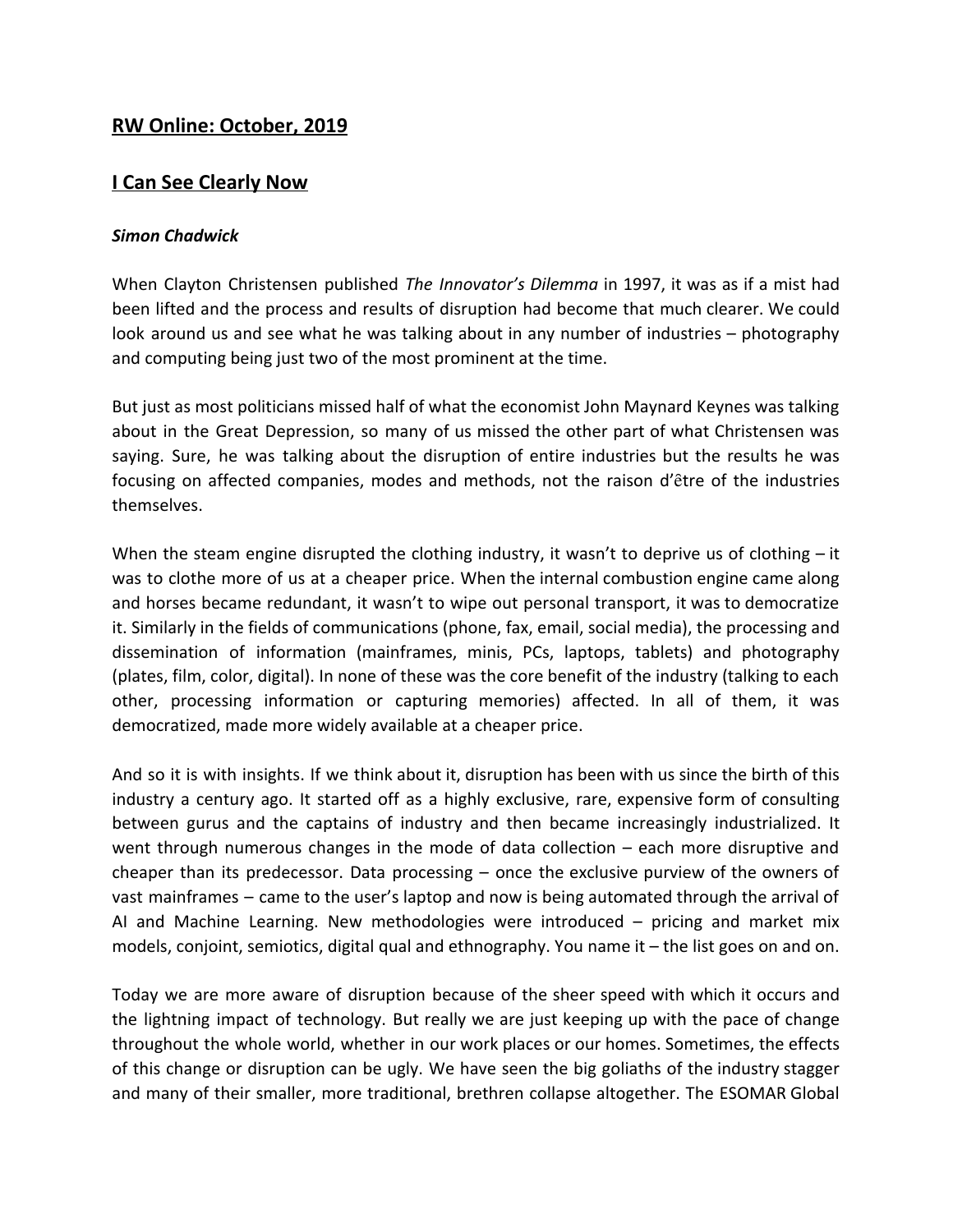## RW Online: October, 2019

## I Can See Clearly Now

***Simon Chadwick***

When Clayton Christensen published *The Innovator's Dilemma* in 1997, it was as if a mist had been lifted and the process and results of disruption had become that much clearer. We could look around us and see what he was talking about in any number of industries – photography and computing being just two of the most prominent at the time.

But just as most politicians missed half of what the economist John Maynard Keynes was talking about in the Great Depression, so many of us missed the other part of what Christensen was saying. Sure, he was talking about the disruption of entire industries but the results he was focusing on affected companies, modes and methods, not the raison d'être of the industries themselves.

When the steam engine disrupted the clothing industry, it wasn't to deprive us of clothing – it was to clothe more of us at a cheaper price. When the internal combustion engine came along and horses became redundant, it wasn't to wipe out personal transport, it was to democratize it. Similarly in the fields of communications (phone, fax, email, social media), the processing and dissemination of information (mainframes, minis, PCs, laptops, tablets) and photography (plates, film, color, digital). In none of these was the core benefit of the industry (talking to each other, processing information or capturing memories) affected. In all of them, it was democratized, made more widely available at a cheaper price.

And so it is with insights. If we think about it, disruption has been with us since the birth of this industry a century ago. It started off as a highly exclusive, rare, expensive form of consulting between gurus and the captains of industry and then became increasingly industrialized. It went through numerous changes in the mode of data collection – each more disruptive and cheaper than its predecessor. Data processing – once the exclusive purview of the owners of vast mainframes – came to the user's laptop and now is being automated through the arrival of AI and Machine Learning. New methodologies were introduced – pricing and market mix models, conjoint, semiotics, digital qual and ethnography. You name it – the list goes on and on.

Today we are more aware of disruption because of the sheer speed with which it occurs and the lightning impact of technology. But really we are just keeping up with the pace of change throughout the whole world, whether in our work places or our homes. Sometimes, the effects of this change or disruption can be ugly. We have seen the big goliaths of the industry stagger and many of their smaller, more traditional, brethren collapse altogether. The ESOMAR Global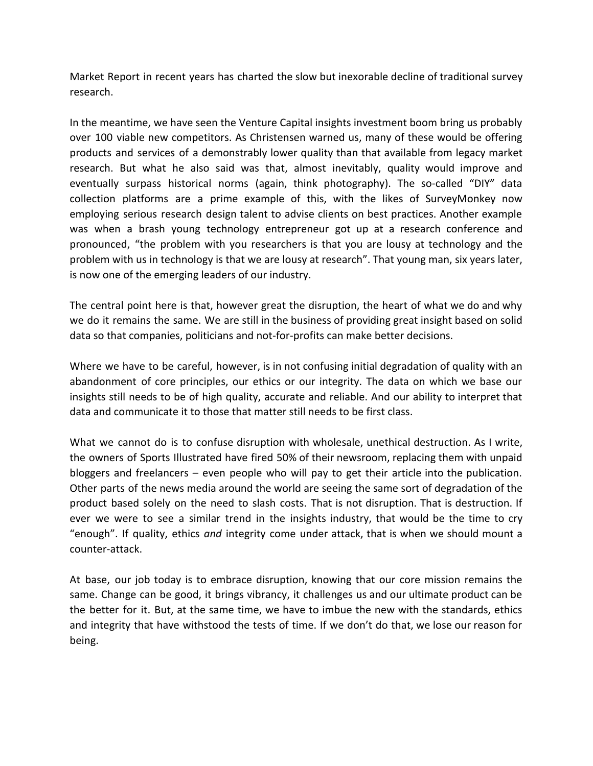Market Report in recent years has charted the slow but inexorable decline of traditional survey research.

In the meantime, we have seen the Venture Capital insights investment boom bring us probably over 100 viable new competitors. As Christensen warned us, many of these would be offering products and services of a demonstrably lower quality than that available from legacy market research. But what he also said was that, almost inevitably, quality would improve and eventually surpass historical norms (again, think photography). The so-called "DIY" data collection platforms are a prime example of this, with the likes of SurveyMonkey now employing serious research design talent to advise clients on best practices. Another example was when a brash young technology entrepreneur got up at a research conference and pronounced, "the problem with you researchers is that you are lousy at technology and the problem with us in technology is that we are lousy at research". That young man, six years later, is now one of the emerging leaders of our industry.

The central point here is that, however great the disruption, the heart of what we do and why we do it remains the same. We are still in the business of providing great insight based on solid data so that companies, politicians and not-for-profits can make better decisions.

Where we have to be careful, however, is in not confusing initial degradation of quality with an abandonment of core principles, our ethics or our integrity. The data on which we base our insights still needs to be of high quality, accurate and reliable. And our ability to interpret that data and communicate it to those that matter still needs to be first class.

What we cannot do is to confuse disruption with wholesale, unethical destruction. As I write, the owners of Sports Illustrated have fired 50% of their newsroom, replacing them with unpaid bloggers and freelancers – even people who will pay to get their article into the publication. Other parts of the news media around the world are seeing the same sort of degradation of the product based solely on the need to slash costs. That is not disruption. That is destruction. If ever we were to see a similar trend in the insights industry, that would be the time to cry "enough". If quality, ethics *and* integrity come under attack, that is when we should mount a counter-attack.

At base, our job today is to embrace disruption, knowing that our core mission remains the same. Change can be good, it brings vibrancy, it challenges us and our ultimate product can be the better for it. But, at the same time, we have to imbue the new with the standards, ethics and integrity that have withstood the tests of time. If we don't do that, we lose our reason for being.